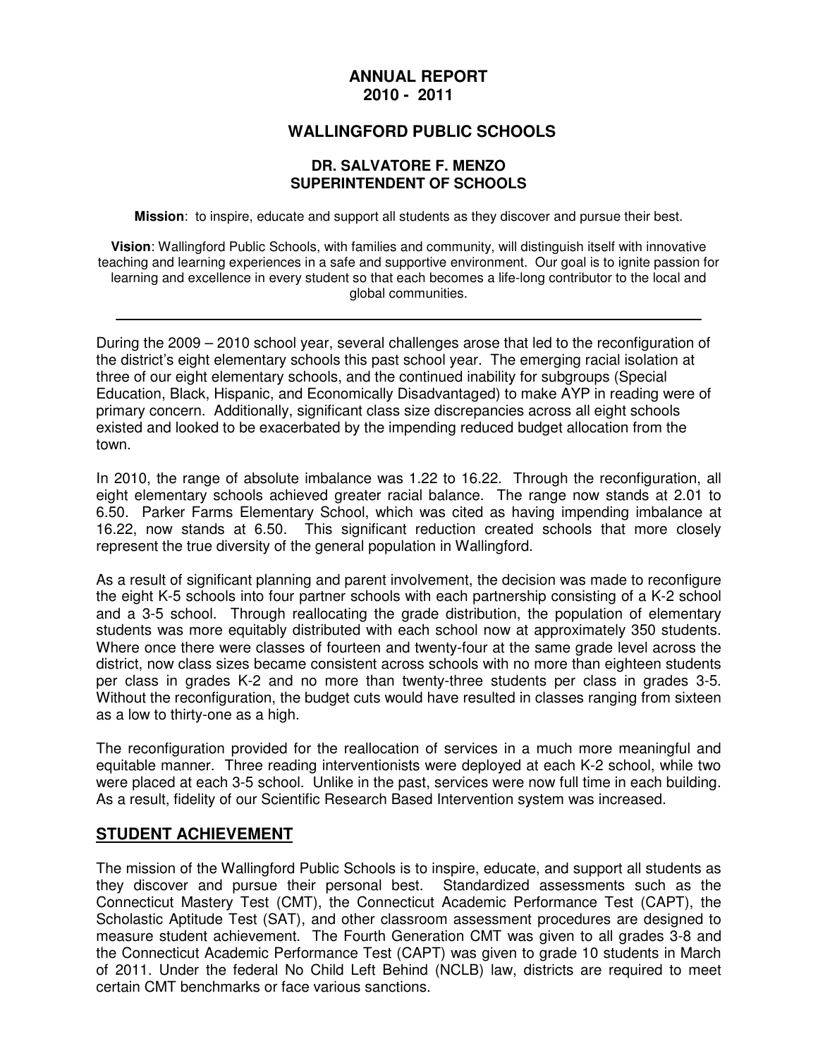# ANNUAL REPORT
## 2010 - 2011

## WALLINGFORD PUBLIC SCHOOLS

### DR. SALVATORE F. MENZO
### SUPERINTENDENT OF SCHOOLS

**Mission**: to inspire, educate and support all students as they discover and pursue their best.

**Vision**: Wallingford Public Schools, with families and community, will distinguish itself with innovative teaching and learning experiences in a safe and supportive environment. Our goal is to ignite passion for learning and excellence in every student so that each becomes a life-long contributor to the local and global communities.

---

During the 2009 – 2010 school year, several challenges arose that led to the reconfiguration of the district's eight elementary schools this past school year. The emerging racial isolation at three of our eight elementary schools, and the continued inability for subgroups (Special Education, Black, Hispanic, and Economically Disadvantaged) to make AYP in reading were of primary concern. Additionally, significant class size discrepancies across all eight schools existed and looked to be exacerbated by the impending reduced budget allocation from the town.

In 2010, the range of absolute imbalance was 1.22 to 16.22. Through the reconfiguration, all eight elementary schools achieved greater racial balance. The range now stands at 2.01 to 6.50. Parker Farms Elementary School, which was cited as having impending imbalance at 16.22, now stands at 6.50. This significant reduction created schools that more closely represent the true diversity of the general population in Wallingford.

As a result of significant planning and parent involvement, the decision was made to reconfigure the eight K-5 schools into four partner schools with each partnership consisting of a K-2 school and a 3-5 school. Through reallocating the grade distribution, the population of elementary students was more equitably distributed with each school now at approximately 350 students. Where once there were classes of fourteen and twenty-four at the same grade level across the district, now class sizes became consistent across schools with no more than eighteen students per class in grades K-2 and no more than twenty-three students per class in grades 3-5. Without the reconfiguration, the budget cuts would have resulted in classes ranging from sixteen as a low to thirty-one as a high.

The reconfiguration provided for the reallocation of services in a much more meaningful and equitable manner. Three reading interventionists were deployed at each K-2 school, while two were placed at each 3-5 school. Unlike in the past, services were now full time in each building. As a result, fidelity of our Scientific Research Based Intervention system was increased.

## STUDENT ACHIEVEMENT

The mission of the Wallingford Public Schools is to inspire, educate, and support all students as they discover and pursue their personal best. Standardized assessments such as the Connecticut Mastery Test (CMT), the Connecticut Academic Performance Test (CAPT), the Scholastic Aptitude Test (SAT), and other classroom assessment procedures are designed to measure student achievement. The Fourth Generation CMT was given to all grades 3-8 and the Connecticut Academic Performance Test (CAPT) was given to grade 10 students in March of 2011. Under the federal No Child Left Behind (NCLB) law, districts are required to meet certain CMT benchmarks or face various sanctions.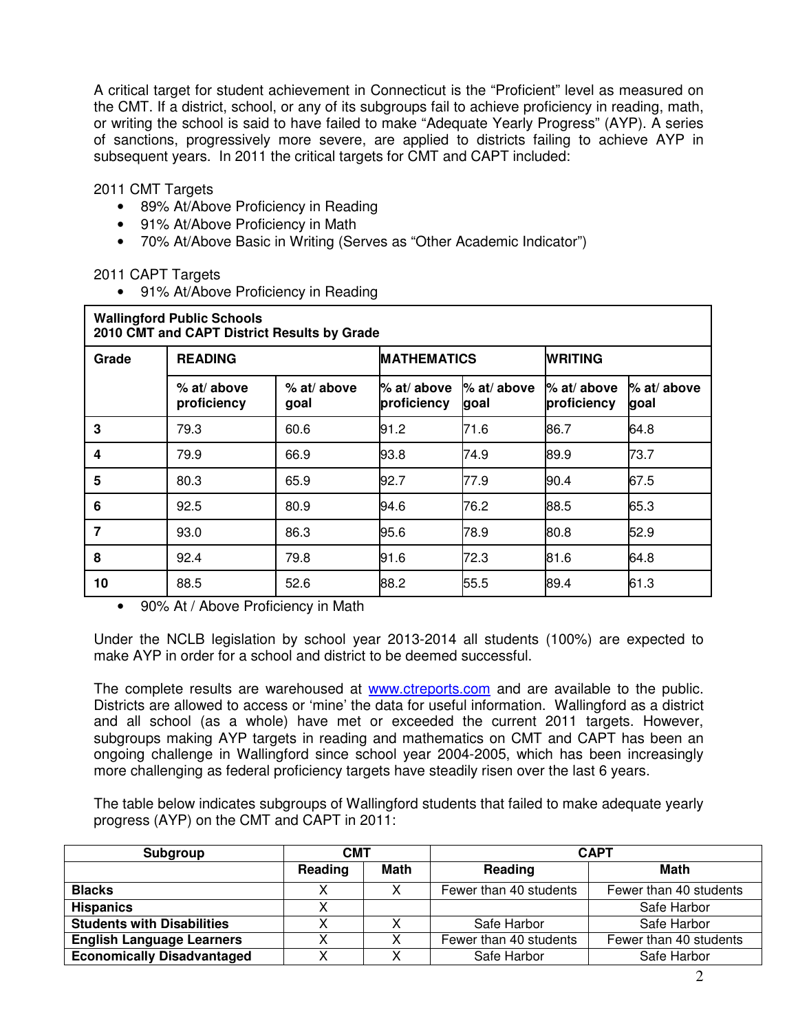A critical target for student achievement in Connecticut is the "Proficient" level as measured on the CMT. If a district, school, or any of its subgroups fail to achieve proficiency in reading, math, or writing the school is said to have failed to make "Adequate Yearly Progress" (AYP). A series of sanctions, progressively more severe, are applied to districts failing to achieve AYP in subsequent years. In 2011 the critical targets for CMT and CAPT included:

2011 CMT Targets

- 89% At/Above Proficiency in Reading
- 91% At/Above Proficiency in Math
- 70% At/Above Basic in Writing (Serves as "Other Academic Indicator")

2011 CAPT Targets

- 91% At/Above Proficiency in Reading

| **Wallingford Public Schools 2010 CMT and CAPT District Results by Grade** | | | | | | |
|---|---|---|---|---|---|---|
| **Grade** | **READING** | | **MATHEMATICS** | | **WRITING** | |
| | **% at/ above proficiency** | **% at/ above goal** | **% at/ above proficiency** | **% at/ above goal** | **% at/ above proficiency** | **% at/ above goal** |
| **3** | 79.3 | 60.6 | 91.2 | 71.6 | 86.7 | 64.8 |
| **4** | 79.9 | 66.9 | 93.8 | 74.9 | 89.9 | 73.7 |
| **5** | 80.3 | 65.9 | 92.7 | 77.9 | 90.4 | 67.5 |
| **6** | 92.5 | 80.9 | 94.6 | 76.2 | 88.5 | 65.3 |
| **7** | 93.0 | 86.3 | 95.6 | 78.9 | 80.8 | 52.9 |
| **8** | 92.4 | 79.8 | 91.6 | 72.3 | 81.6 | 64.8 |
| **10** | 88.5 | 52.6 | 88.2 | 55.5 | 89.4 | 61.3 |

- 90% At / Above Proficiency in Math

Under the NCLB legislation by school year 2013-2014 all students (100%) are expected to make AYP in order for a school and district to be deemed successful.

The complete results are warehoused at www.ctreports.com and are available to the public. Districts are allowed to access or 'mine' the data for useful information. Wallingford as a district and all school (as a whole) have met or exceeded the current 2011 targets. However, subgroups making AYP targets in reading and mathematics on CMT and CAPT has been an ongoing challenge in Wallingford since school year 2004-2005, which has been increasingly more challenging as federal proficiency targets have steadily risen over the last 6 years.

The table below indicates subgroups of Wallingford students that failed to make adequate yearly progress (AYP) on the CMT and CAPT in 2011:

| **Subgroup** | **CMT** | | **CAPT** | |
|---|---|---|---|---|
| | **Reading** | **Math** | **Reading** | **Math** |
| **Blacks** | X | X | Fewer than 40 students | Fewer than 40 students |
| **Hispanics** | X | | | Safe Harbor |
| **Students with Disabilities** | X | X | Safe Harbor | Safe Harbor |
| **English Language Learners** | X | X | Fewer than 40 students | Fewer than 40 students |
| **Economically Disadvantaged** | X | X | Safe Harbor | Safe Harbor |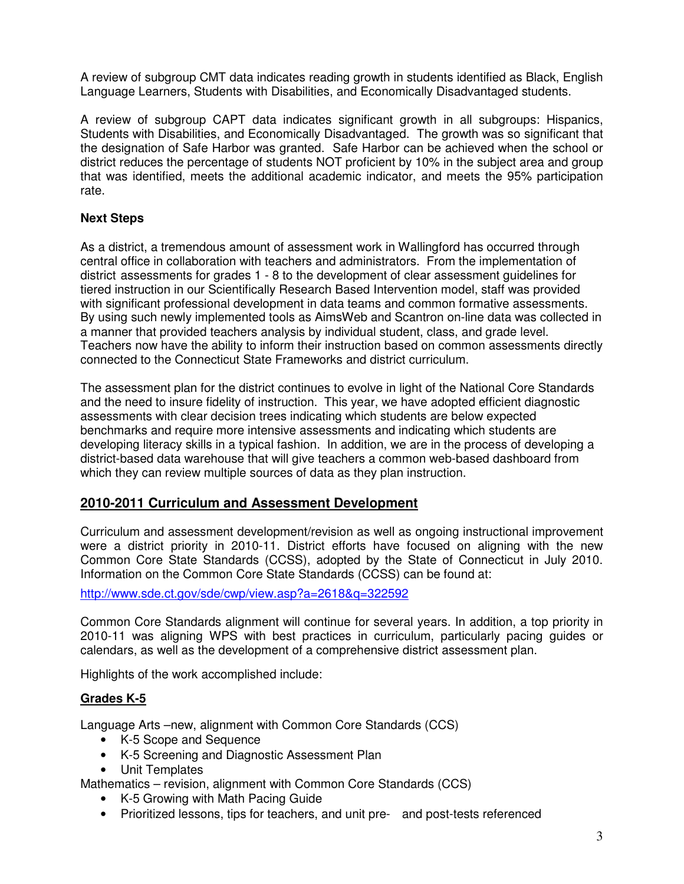A review of subgroup CMT data indicates reading growth in students identified as Black, English Language Learners, Students with Disabilities, and Economically Disadvantaged students.

A review of subgroup CAPT data indicates significant growth in all subgroups: Hispanics, Students with Disabilities, and Economically Disadvantaged. The growth was so significant that the designation of Safe Harbor was granted. Safe Harbor can be achieved when the school or district reduces the percentage of students NOT proficient by 10% in the subject area and group that was identified, meets the additional academic indicator, and meets the 95% participation rate.

**Next Steps**

As a district, a tremendous amount of assessment work in Wallingford has occurred through central office in collaboration with teachers and administrators. From the implementation of district assessments for grades 1 - 8 to the development of clear assessment guidelines for tiered instruction in our Scientifically Research Based Intervention model, staff was provided with significant professional development in data teams and common formative assessments. By using such newly implemented tools as AimsWeb and Scantron on-line data was collected in a manner that provided teachers analysis by individual student, class, and grade level. Teachers now have the ability to inform their instruction based on common assessments directly connected to the Connecticut State Frameworks and district curriculum.

The assessment plan for the district continues to evolve in light of the National Core Standards and the need to insure fidelity of instruction. This year, we have adopted efficient diagnostic assessments with clear decision trees indicating which students are below expected benchmarks and require more intensive assessments and indicating which students are developing literacy skills in a typical fashion. In addition, we are in the process of developing a district-based data warehouse that will give teachers a common web-based dashboard from which they can review multiple sources of data as they plan instruction.

## 2010-2011 Curriculum and Assessment Development

Curriculum and assessment development/revision as well as ongoing instructional improvement were a district priority in 2010-11. District efforts have focused on aligning with the new Common Core State Standards (CCSS), adopted by the State of Connecticut in July 2010. Information on the Common Core State Standards (CCSS) can be found at:

http://www.sde.ct.gov/sde/cwp/view.asp?a=2618&q=322592

Common Core Standards alignment will continue for several years. In addition, a top priority in 2010-11 was aligning WPS with best practices in curriculum, particularly pacing guides or calendars, as well as the development of a comprehensive district assessment plan.

Highlights of the work accomplished include:

### Grades K-5

Language Arts –new, alignment with Common Core Standards (CCS)

- K-5 Scope and Sequence
- K-5 Screening and Diagnostic Assessment Plan
- Unit Templates

Mathematics – revision, alignment with Common Core Standards (CCS)

- K-5 Growing with Math Pacing Guide
- Prioritized lessons, tips for teachers, and unit pre- and post-tests referenced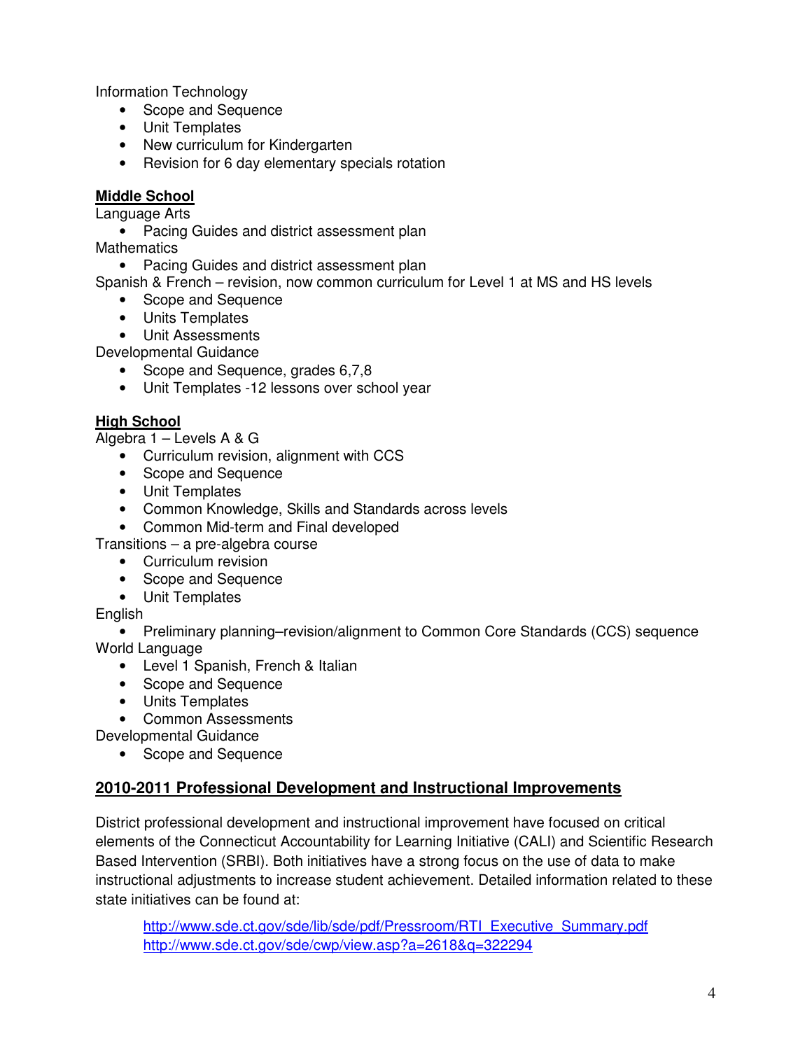Information Technology

- Scope and Sequence
- Unit Templates
- New curriculum for Kindergarten
- Revision for 6 day elementary specials rotation

**Middle School**

Language Arts

- Pacing Guides and district assessment plan

Mathematics

- Pacing Guides and district assessment plan

Spanish & French – revision, now common curriculum for Level 1 at MS and HS levels

- Scope and Sequence
- Units Templates
- Unit Assessments

Developmental Guidance

- Scope and Sequence, grades 6,7,8
- Unit Templates -12 lessons over school year

**High School**

Algebra 1 – Levels A & G

- Curriculum revision, alignment with CCS
- Scope and Sequence
- Unit Templates
- Common Knowledge, Skills and Standards across levels
- Common Mid-term and Final developed

Transitions – a pre-algebra course

- Curriculum revision
- Scope and Sequence
- Unit Templates

English

- Preliminary planning–revision/alignment to Common Core Standards (CCS) sequence

World Language

- Level 1 Spanish, French & Italian
- Scope and Sequence
- Units Templates
- Common Assessments

Developmental Guidance

- Scope and Sequence

## 2010-2011 Professional Development and Instructional Improvements

District professional development and instructional improvement have focused on critical elements of the Connecticut Accountability for Learning Initiative (CALI) and Scientific Research Based Intervention (SRBI). Both initiatives have a strong focus on the use of data to make instructional adjustments to increase student achievement. Detailed information related to these state initiatives can be found at:

http://www.sde.ct.gov/sde/lib/sde/pdf/Pressroom/RTI_Executive_Summary.pdf
http://www.sde.ct.gov/sde/cwp/view.asp?a=2618&q=322294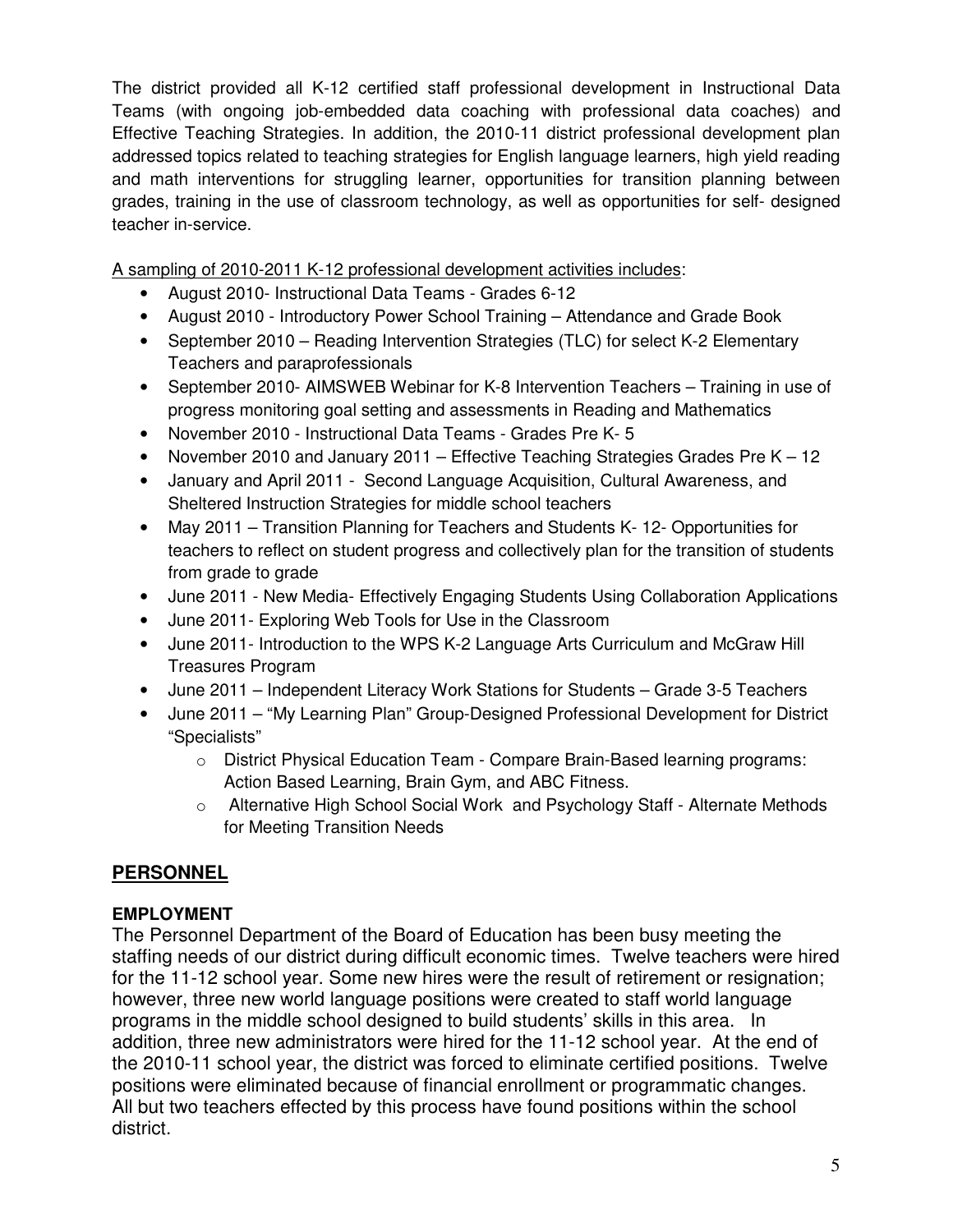The district provided all K-12 certified staff professional development in Instructional Data Teams (with ongoing job-embedded data coaching with professional data coaches) and Effective Teaching Strategies. In addition, the 2010-11 district professional development plan addressed topics related to teaching strategies for English language learners, high yield reading and math interventions for struggling learner, opportunities for transition planning between grades, training in the use of classroom technology, as well as opportunities for self- designed teacher in-service.

<u>A sampling of 2010-2011 K-12 professional development activities includes</u>:

- August 2010- Instructional Data Teams - Grades 6-12
- August 2010 - Introductory Power School Training – Attendance and Grade Book
- September 2010 – Reading Intervention Strategies (TLC) for select K-2 Elementary Teachers and paraprofessionals
- September 2010- AIMSWEB Webinar for K-8 Intervention Teachers – Training in use of progress monitoring goal setting and assessments in Reading and Mathematics
- November 2010 - Instructional Data Teams - Grades Pre K- 5
- November 2010 and January 2011 – Effective Teaching Strategies Grades Pre K – 12
- January and April 2011 - Second Language Acquisition, Cultural Awareness, and Sheltered Instruction Strategies for middle school teachers
- May 2011 – Transition Planning for Teachers and Students K- 12- Opportunities for teachers to reflect on student progress and collectively plan for the transition of students from grade to grade
- June 2011 - New Media- Effectively Engaging Students Using Collaboration Applications
- June 2011- Exploring Web Tools for Use in the Classroom
- June 2011- Introduction to the WPS K-2 Language Arts Curriculum and McGraw Hill Treasures Program
- June 2011 – Independent Literacy Work Stations for Students – Grade 3-5 Teachers
- June 2011 – "My Learning Plan" Group-Designed Professional Development for District "Specialists"
  - District Physical Education Team - Compare Brain-Based learning programs: Action Based Learning, Brain Gym, and ABC Fitness.
  - Alternative High School Social Work and Psychology Staff - Alternate Methods for Meeting Transition Needs

## **<u>PERSONNEL</u>**

### **EMPLOYMENT**

The Personnel Department of the Board of Education has been busy meeting the staffing needs of our district during difficult economic times. Twelve teachers were hired for the 11-12 school year. Some new hires were the result of retirement or resignation; however, three new world language positions were created to staff world language programs in the middle school designed to build students' skills in this area. In addition, three new administrators were hired for the 11-12 school year. At the end of the 2010-11 school year, the district was forced to eliminate certified positions. Twelve positions were eliminated because of financial enrollment or programmatic changes. All but two teachers effected by this process have found positions within the school district.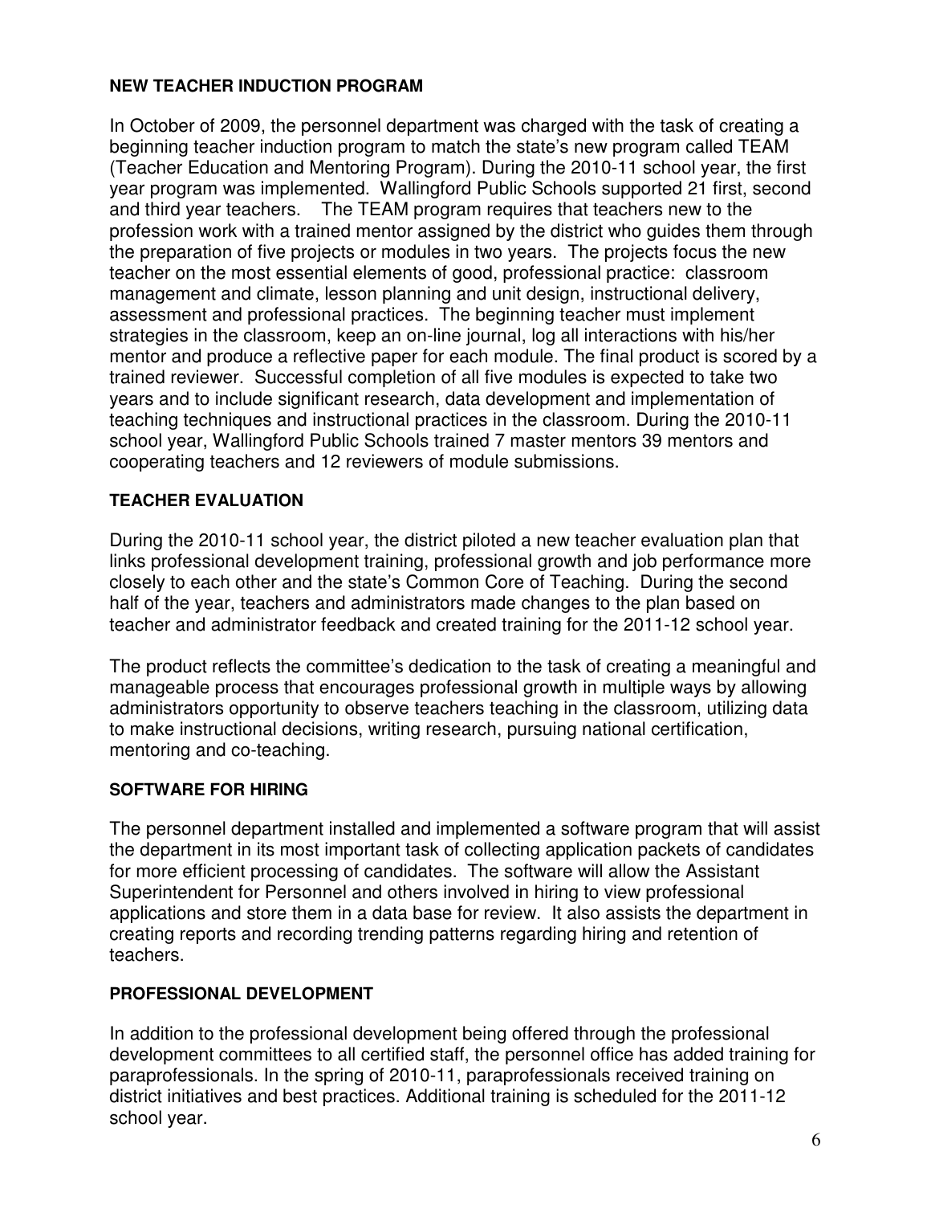**NEW TEACHER INDUCTION PROGRAM**

In October of 2009, the personnel department was charged with the task of creating a beginning teacher induction program to match the state's new program called TEAM (Teacher Education and Mentoring Program). During the 2010-11 school year, the first year program was implemented. Wallingford Public Schools supported 21 first, second and third year teachers. The TEAM program requires that teachers new to the profession work with a trained mentor assigned by the district who guides them through the preparation of five projects or modules in two years. The projects focus the new teacher on the most essential elements of good, professional practice: classroom management and climate, lesson planning and unit design, instructional delivery, assessment and professional practices. The beginning teacher must implement strategies in the classroom, keep an on-line journal, log all interactions with his/her mentor and produce a reflective paper for each module. The final product is scored by a trained reviewer. Successful completion of all five modules is expected to take two years and to include significant research, data development and implementation of teaching techniques and instructional practices in the classroom. During the 2010-11 school year, Wallingford Public Schools trained 7 master mentors 39 mentors and cooperating teachers and 12 reviewers of module submissions.

**TEACHER EVALUATION**

During the 2010-11 school year, the district piloted a new teacher evaluation plan that links professional development training, professional growth and job performance more closely to each other and the state's Common Core of Teaching. During the second half of the year, teachers and administrators made changes to the plan based on teacher and administrator feedback and created training for the 2011-12 school year.

The product reflects the committee's dedication to the task of creating a meaningful and manageable process that encourages professional growth in multiple ways by allowing administrators opportunity to observe teachers teaching in the classroom, utilizing data to make instructional decisions, writing research, pursuing national certification, mentoring and co-teaching.

**SOFTWARE FOR HIRING**

The personnel department installed and implemented a software program that will assist the department in its most important task of collecting application packets of candidates for more efficient processing of candidates. The software will allow the Assistant Superintendent for Personnel and others involved in hiring to view professional applications and store them in a data base for review. It also assists the department in creating reports and recording trending patterns regarding hiring and retention of teachers.

**PROFESSIONAL DEVELOPMENT**

In addition to the professional development being offered through the professional development committees to all certified staff, the personnel office has added training for paraprofessionals. In the spring of 2010-11, paraprofessionals received training on district initiatives and best practices. Additional training is scheduled for the 2011-12 school year.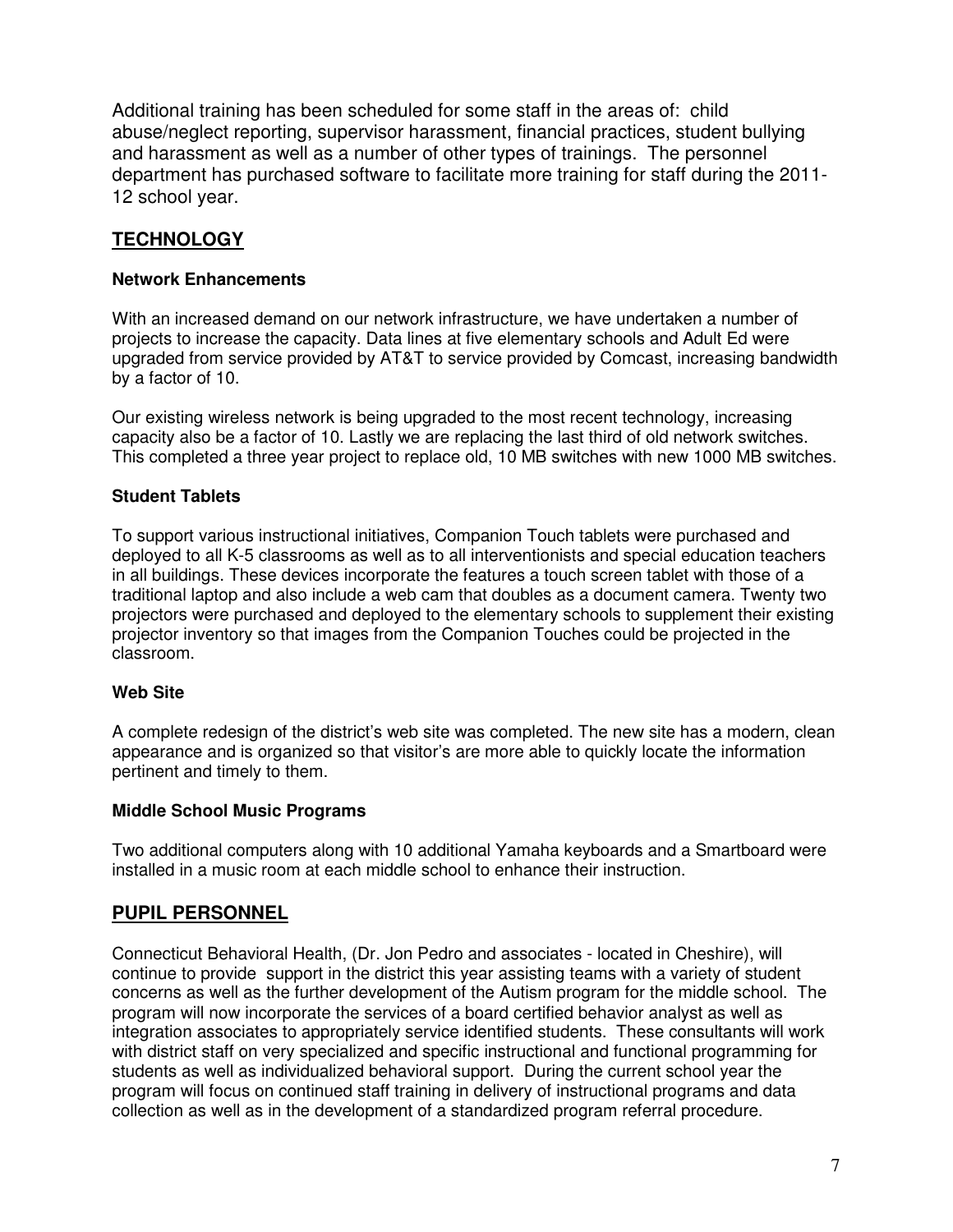Additional training has been scheduled for some staff in the areas of: child abuse/neglect reporting, supervisor harassment, financial practices, student bullying and harassment as well as a number of other types of trainings. The personnel department has purchased software to facilitate more training for staff during the 2011-12 school year.

## TECHNOLOGY

### Network Enhancements

With an increased demand on our network infrastructure, we have undertaken a number of projects to increase the capacity. Data lines at five elementary schools and Adult Ed were upgraded from service provided by AT&T to service provided by Comcast, increasing bandwidth by a factor of 10.

Our existing wireless network is being upgraded to the most recent technology, increasing capacity also be a factor of 10. Lastly we are replacing the last third of old network switches. This completed a three year project to replace old, 10 MB switches with new 1000 MB switches.

### Student Tablets

To support various instructional initiatives, Companion Touch tablets were purchased and deployed to all K-5 classrooms as well as to all interventionists and special education teachers in all buildings. These devices incorporate the features a touch screen tablet with those of a traditional laptop and also include a web cam that doubles as a document camera. Twenty two projectors were purchased and deployed to the elementary schools to supplement their existing projector inventory so that images from the Companion Touches could be projected in the classroom.

### Web Site

A complete redesign of the district's web site was completed. The new site has a modern, clean appearance and is organized so that visitor's are more able to quickly locate the information pertinent and timely to them.

### Middle School Music Programs

Two additional computers along with 10 additional Yamaha keyboards and a Smartboard were installed in a music room at each middle school to enhance their instruction.

## PUPIL PERSONNEL

Connecticut Behavioral Health, (Dr. Jon Pedro and associates - located in Cheshire), will continue to provide support in the district this year assisting teams with a variety of student concerns as well as the further development of the Autism program for the middle school. The program will now incorporate the services of a board certified behavior analyst as well as integration associates to appropriately service identified students. These consultants will work with district staff on very specialized and specific instructional and functional programming for students as well as individualized behavioral support. During the current school year the program will focus on continued staff training in delivery of instructional programs and data collection as well as in the development of a standardized program referral procedure.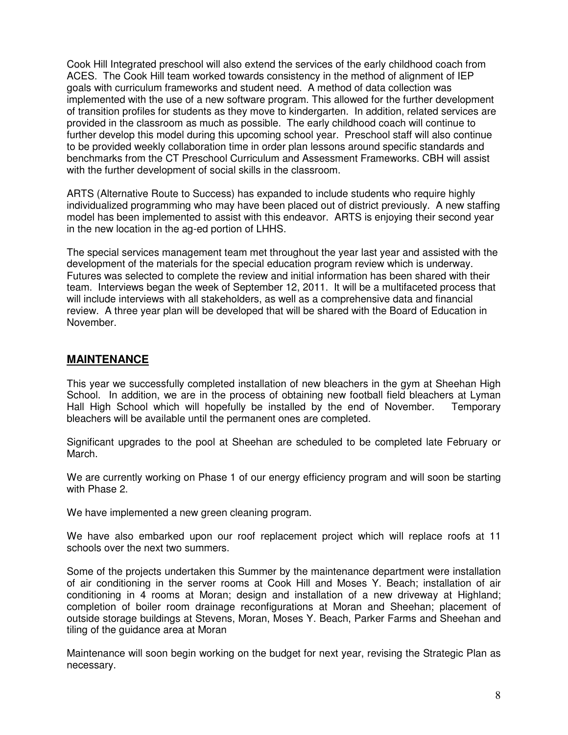Cook Hill Integrated preschool will also extend the services of the early childhood coach from ACES. The Cook Hill team worked towards consistency in the method of alignment of IEP goals with curriculum frameworks and student need. A method of data collection was implemented with the use of a new software program. This allowed for the further development of transition profiles for students as they move to kindergarten. In addition, related services are provided in the classroom as much as possible. The early childhood coach will continue to further develop this model during this upcoming school year. Preschool staff will also continue to be provided weekly collaboration time in order plan lessons around specific standards and benchmarks from the CT Preschool Curriculum and Assessment Frameworks. CBH will assist with the further development of social skills in the classroom.

ARTS (Alternative Route to Success) has expanded to include students who require highly individualized programming who may have been placed out of district previously. A new staffing model has been implemented to assist with this endeavor. ARTS is enjoying their second year in the new location in the ag-ed portion of LHHS.

The special services management team met throughout the year last year and assisted with the development of the materials for the special education program review which is underway. Futures was selected to complete the review and initial information has been shared with their team. Interviews began the week of September 12, 2011. It will be a multifaceted process that will include interviews with all stakeholders, as well as a comprehensive data and financial review. A three year plan will be developed that will be shared with the Board of Education in November.

## MAINTENANCE

This year we successfully completed installation of new bleachers in the gym at Sheehan High School. In addition, we are in the process of obtaining new football field bleachers at Lyman Hall High School which will hopefully be installed by the end of November. Temporary bleachers will be available until the permanent ones are completed.

Significant upgrades to the pool at Sheehan are scheduled to be completed late February or March.

We are currently working on Phase 1 of our energy efficiency program and will soon be starting with Phase 2.

We have implemented a new green cleaning program.

We have also embarked upon our roof replacement project which will replace roofs at 11 schools over the next two summers.

Some of the projects undertaken this Summer by the maintenance department were installation of air conditioning in the server rooms at Cook Hill and Moses Y. Beach; installation of air conditioning in 4 rooms at Moran; design and installation of a new driveway at Highland; completion of boiler room drainage reconfigurations at Moran and Sheehan; placement of outside storage buildings at Stevens, Moran, Moses Y. Beach, Parker Farms and Sheehan and tiling of the guidance area at Moran

Maintenance will soon begin working on the budget for next year, revising the Strategic Plan as necessary.